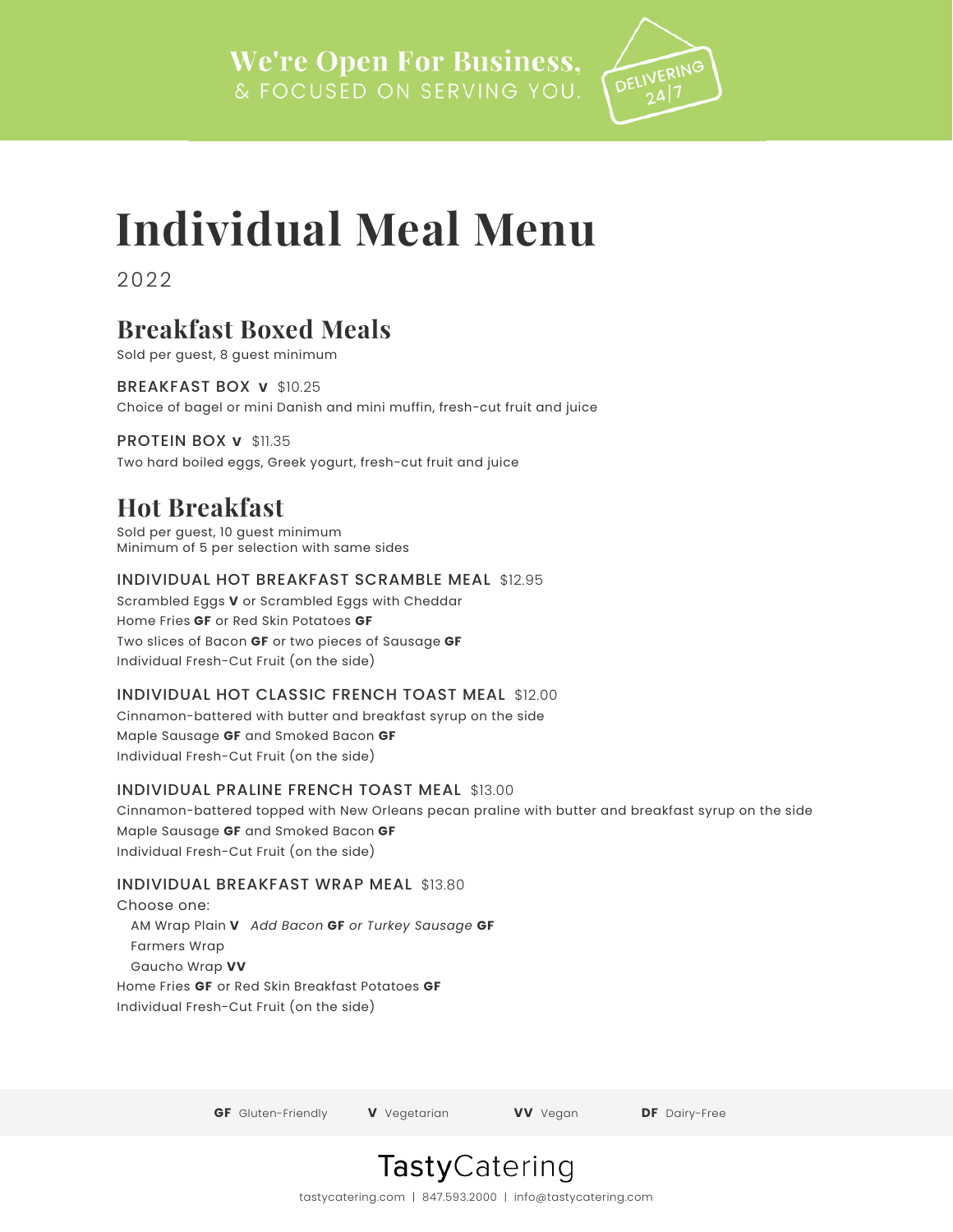We're Open For Business,
& FOCUSED ON SERVING YOU.

DELIVERING 24|7

# Individual Meal Menu

2022

## Breakfast Boxed Meals

Sold per guest, 8 guest minimum

**BREAKFAST BOX V** $10.25
Choice of bagel or mini Danish and mini muffin, fresh-cut fruit and juice

**PROTEIN BOX V** $11.35
Two hard boiled eggs, Greek yogurt, fresh-cut fruit and juice

## Hot Breakfast

Sold per guest, 10 guest minimum
Minimum of 5 per selection with same sides

**INDIVIDUAL HOT BREAKFAST SCRAMBLE MEAL** $12.95
Scrambled Eggs **V** or Scrambled Eggs with Cheddar
Home Fries **GF** or Red Skin Potatoes **GF**
Two slices of Bacon **GF** or two pieces of Sausage **GF**
Individual Fresh-Cut Fruit (on the side)

**INDIVIDUAL HOT CLASSIC FRENCH TOAST MEAL** $12.00
Cinnamon-battered with butter and breakfast syrup on the side
Maple Sausage **GF** and Smoked Bacon **GF**
Individual Fresh-Cut Fruit (on the side)

**INDIVIDUAL PRALINE FRENCH TOAST MEAL** $13.00
Cinnamon-battered topped with New Orleans pecan praline with butter and breakfast syrup on the side
Maple Sausage **GF** and Smoked Bacon **GF**
Individual Fresh-Cut Fruit (on the side)

**INDIVIDUAL BREAKFAST WRAP MEAL** $13.80
Choose one:
- AM Wrap Plain **V** *Add Bacon* **GF** *or Turkey Sausage* **GF**
- Farmers Wrap
- Gaucho Wrap **VV**

Home Fries **GF** or Red Skin Breakfast Potatoes **GF**
Individual Fresh-Cut Fruit (on the side)

**GF** Gluten-Friendly  **V** Vegetarian  **VV** Vegan  **DF** Dairy-Free

TastyCatering

tastycatering.com | 847.593.2000 | info@tastycatering.com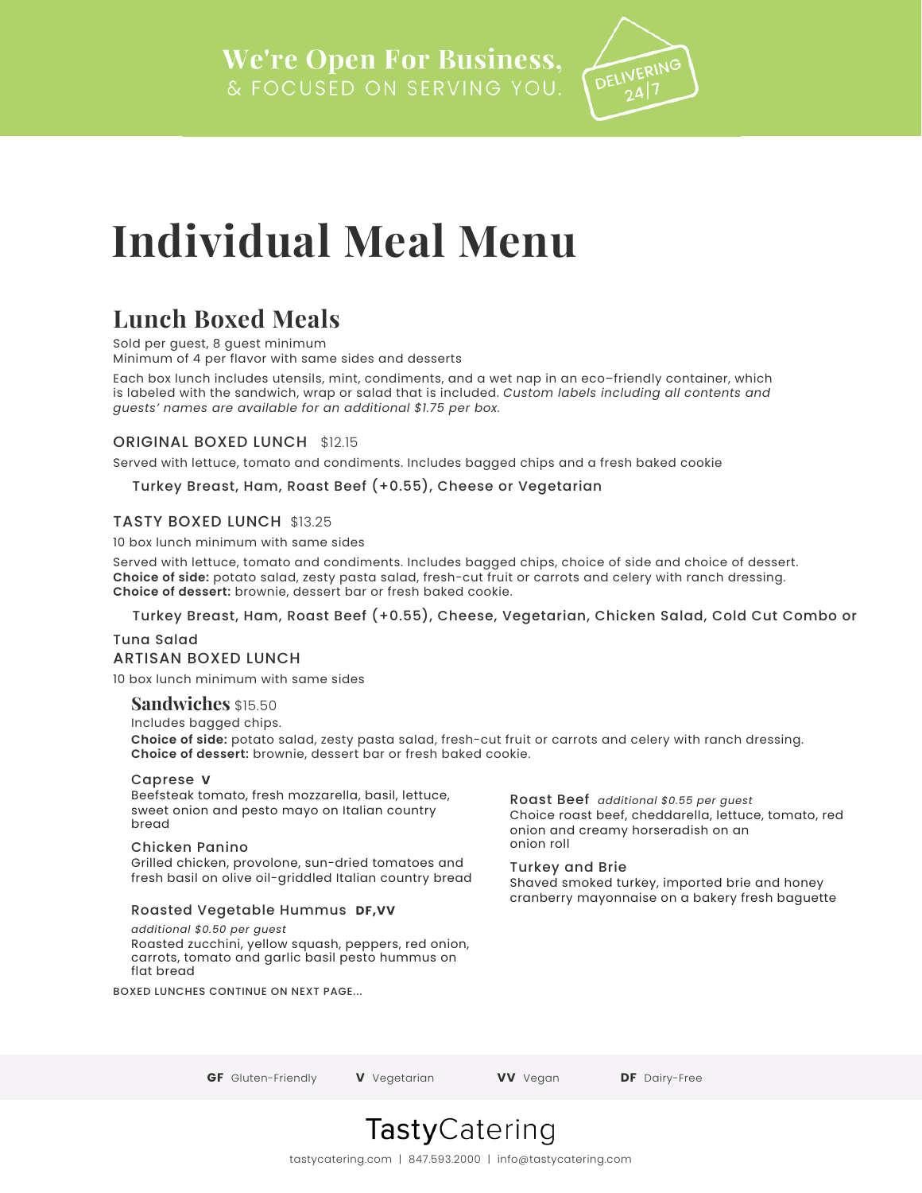We're Open For Business,
& FOCUSED ON SERVING YOU.

DELIVERING 24|7

# Individual Meal Menu

## Lunch Boxed Meals

Sold per guest, 8 guest minimum
Minimum of 4 per flavor with same sides and desserts

Each box lunch includes utensils, mint, condiments, and a wet nap in an eco–friendly container, which is labeled with the sandwich, wrap or salad that is included. *Custom labels including all contents and guests' names are available for an additional $1.75 per box.*

### ORIGINAL BOXED LUNCH $12.15

Served with lettuce, tomato and condiments. Includes bagged chips and a fresh baked cookie

Turkey Breast, Ham, Roast Beef (+0.55), Cheese or Vegetarian

### TASTY BOXED LUNCH $13.25

10 box lunch minimum with same sides

Served with lettuce, tomato and condiments. Includes bagged chips, choice of side and choice of dessert.
**Choice of side:** potato salad, zesty pasta salad, fresh-cut fruit or carrots and celery with ranch dressing.
**Choice of dessert:** brownie, dessert bar or fresh baked cookie.

Turkey Breast, Ham, Roast Beef (+0.55), Cheese, Vegetarian, Chicken Salad, Cold Cut Combo or Tuna Salad

### ARTISAN BOXED LUNCH

10 box lunch minimum with same sides

#### Sandwiches $15.50

Includes bagged chips.
**Choice of side:** potato salad, zesty pasta salad, fresh-cut fruit or carrots and celery with ranch dressing.
**Choice of dessert:** brownie, dessert bar or fresh baked cookie.

**Caprese V**
Beefsteak tomato, fresh mozzarella, basil, lettuce, sweet onion and pesto mayo on Italian country bread

**Chicken Panino**
Grilled chicken, provolone, sun-dried tomatoes and fresh basil on olive oil-griddled Italian country bread

**Roasted Vegetable Hummus DF,VV**
*additional $0.50 per guest*
Roasted zucchini, yellow squash, peppers, red onion, carrots, tomato and garlic basil pesto hummus on flat bread

**Roast Beef** *additional $0.55 per guest*
Choice roast beef, cheddarella, lettuce, tomato, red onion and creamy horseradish on an onion roll

**Turkey and Brie**
Shaved smoked turkey, imported brie and honey cranberry mayonnaise on a bakery fresh baguette

BOXED LUNCHES CONTINUE ON NEXT PAGE...

**GF** Gluten-Friendly **V** Vegetarian **VV** Vegan **DF** Dairy-Free

TastyCatering

tastycatering.com | 847.593.2000 | info@tastycatering.com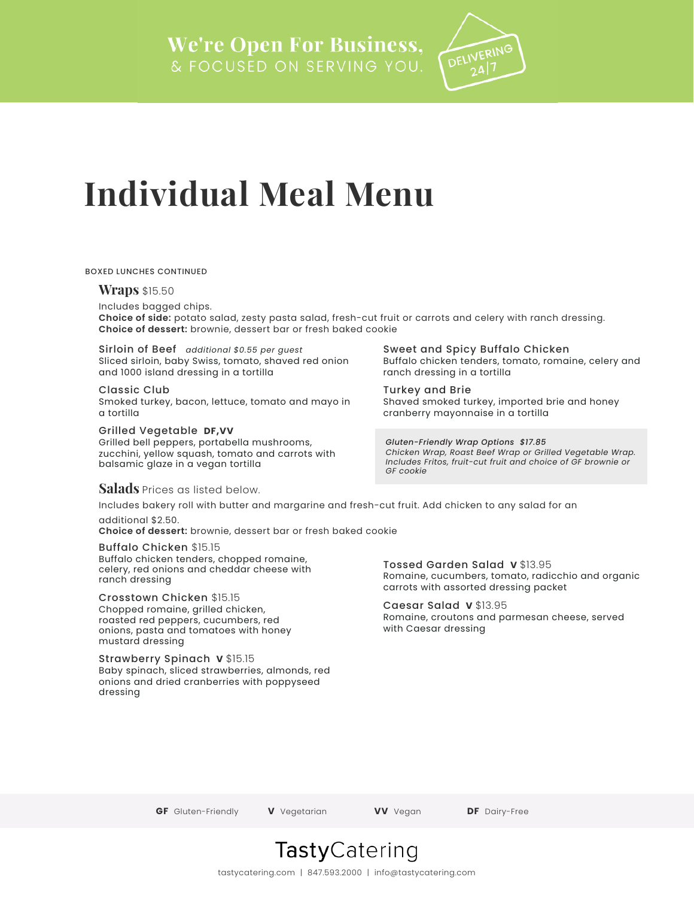We're Open For Business,
& FOCUSED ON SERVING YOU.

DELIVERING 24|7

# Individual Meal Menu

BOXED LUNCHES CONTINUED

## Wraps $15.50

Includes bagged chips.
**Choice of side:** potato salad, zesty pasta salad, fresh-cut fruit or carrots and celery with ranch dressing.
**Choice of dessert:** brownie, dessert bar or fresh baked cookie

**Sirloin of Beef** *additional $0.55 per guest*
Sliced sirloin, baby Swiss, tomato, shaved red onion and 1000 island dressing in a tortilla

**Classic Club**
Smoked turkey, bacon, lettuce, tomato and mayo in a tortilla

**Grilled Vegetable DF,VV**
Grilled bell peppers, portabella mushrooms, zucchini, yellow squash, tomato and carrots with balsamic glaze in a vegan tortilla

**Sweet and Spicy Buffalo Chicken**
Buffalo chicken tenders, tomato, romaine, celery and ranch dressing in a tortilla

**Turkey and Brie**
Shaved smoked turkey, imported brie and honey cranberry mayonnaise in a tortilla

*Gluten-Friendly Wrap Options $17.85*
*Chicken Wrap, Roast Beef Wrap or Grilled Vegetable Wrap. Includes Fritos, fruit-cut fruit and choice of GF brownie or GF cookie*

## Salads Prices as listed below.

Includes bakery roll with butter and margarine and fresh-cut fruit. Add chicken to any salad for an additional $2.50.
**Choice of dessert:** brownie, dessert bar or fresh baked cookie

**Buffalo Chicken** $15.15
Buffalo chicken tenders, chopped romaine, celery, red onions and cheddar cheese with ranch dressing

**Crosstown Chicken** $15.15
Chopped romaine, grilled chicken, roasted red peppers, cucumbers, red onions, pasta and tomatoes with honey mustard dressing

**Strawberry Spinach V** $15.15
Baby spinach, sliced strawberries, almonds, red onions and dried cranberries with poppyseed dressing

**Tossed Garden Salad V** $13.95
Romaine, cucumbers, tomato, radicchio and organic carrots with assorted dressing packet

**Caesar Salad V** $13.95
Romaine, croutons and parmesan cheese, served with Caesar dressing

**GF** Gluten-Friendly **V** Vegetarian **VV** Vegan **DF** Dairy-Free

TastyCatering

tastycatering.com | 847.593.2000 | info@tastycatering.com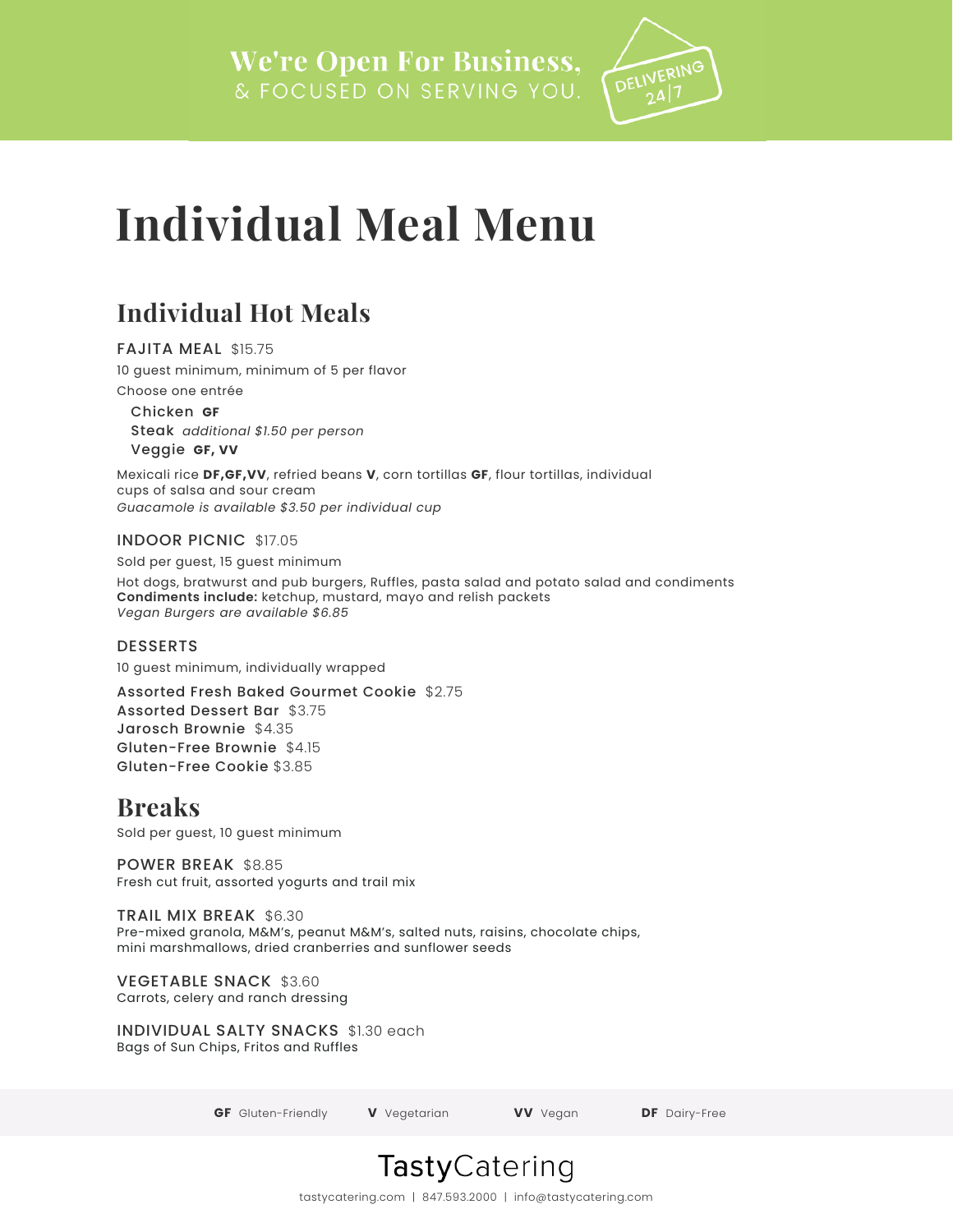We're Open For Business,
& FOCUSED ON SERVING YOU.

DELIVERING 24/7

# Individual Meal Menu

## Individual Hot Meals

### FAJITA MEAL $15.75

10 guest minimum, minimum of 5 per flavor

Choose one entrée

- Chicken **GF**
- Steak *additional $1.50 per person*
- Veggie **GF, VV**

Mexicali rice **DF,GF,VV**, refried beans **V**, corn tortillas **GF**, flour tortillas, individual cups of salsa and sour cream
*Guacamole is available $3.50 per individual cup*

### INDOOR PICNIC $17.05

Sold per guest, 15 guest minimum

Hot dogs, bratwurst and pub burgers, Ruffles, pasta salad and potato salad and condiments
**Condiments include:** ketchup, mustard, mayo and relish packets
*Vegan Burgers are available $6.85*

### DESSERTS

10 guest minimum, individually wrapped

- Assorted Fresh Baked Gourmet Cookie $2.75
- Assorted Dessert Bar $3.75
- Jarosch Brownie $4.35
- Gluten-Free Brownie $4.15
- Gluten-Free Cookie $3.85

## Breaks

Sold per guest, 10 guest minimum

### POWER BREAK $8.85
Fresh cut fruit, assorted yogurts and trail mix

### TRAIL MIX BREAK $6.30
Pre-mixed granola, M&M's, peanut M&M's, salted nuts, raisins, chocolate chips, mini marshmallows, dried cranberries and sunflower seeds

### VEGETABLE SNACK $3.60
Carrots, celery and ranch dressing

### INDIVIDUAL SALTY SNACKS $1.30 each
Bags of Sun Chips, Fritos and Ruffles

**GF** Gluten-Friendly **V** Vegetarian **VV** Vegan **DF** Dairy-Free

TastyCatering

tastycatering.com | 847.593.2000 | info@tastycatering.com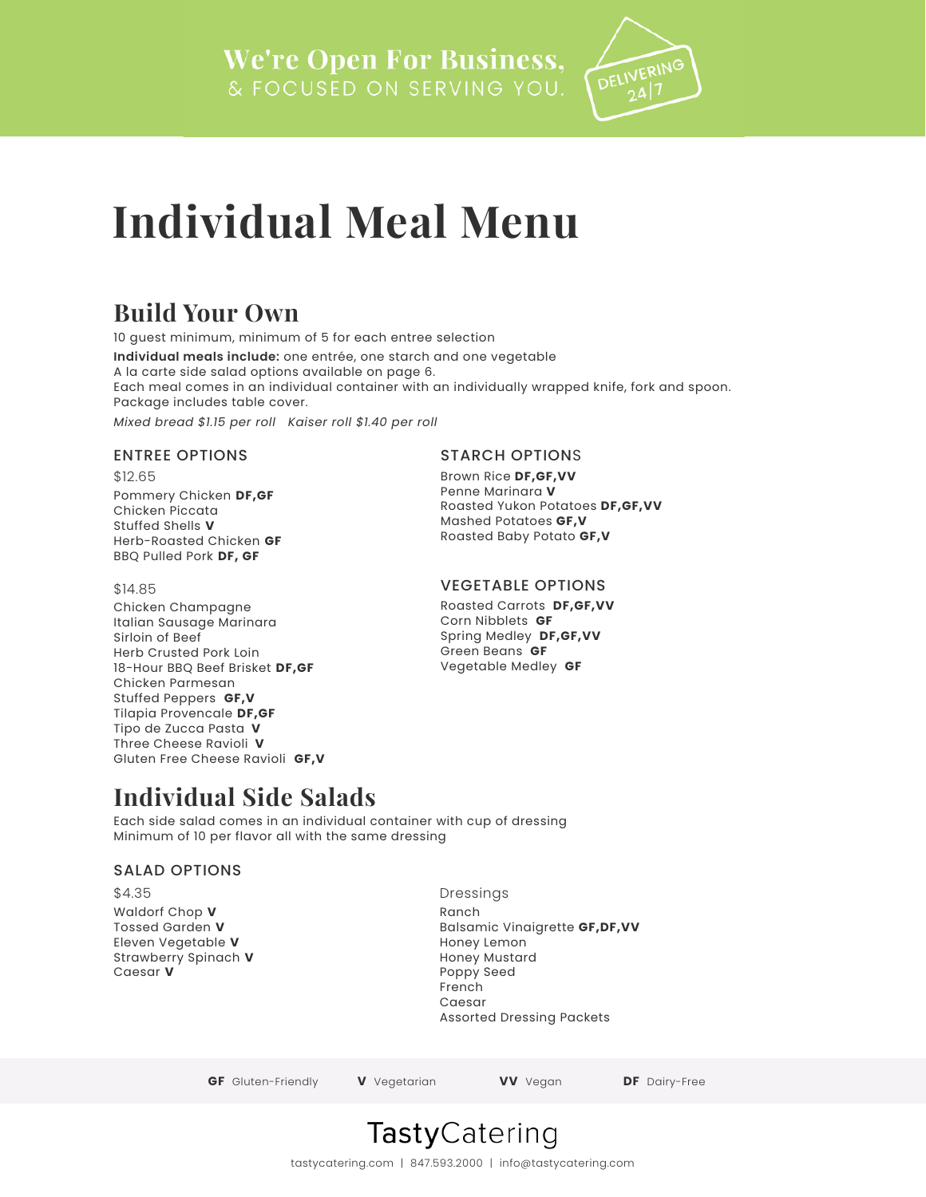We're Open For Business,
& FOCUSED ON SERVING YOU.

DELIVERING 24|7

# Individual Meal Menu

## Build Your Own

10 guest minimum, minimum of 5 for each entree selection

**Individual meals include:** one entrée, one starch and one vegetable
A la carte side salad options available on page 6.
Each meal comes in an individual container with an individually wrapped knife, fork and spoon.
Package includes table cover.

*Mixed bread $1.15 per roll   Kaiser roll $1.40 per roll*

### ENTREE OPTIONS

$12.65

Pommery Chicken **DF,GF**
Chicken Piccata
Stuffed Shells **V**
Herb-Roasted Chicken **GF**
BBQ Pulled Pork **DF, GF**

$14.85

Chicken Champagne
Italian Sausage Marinara
Sirloin of Beef
Herb Crusted Pork Loin
18-Hour BBQ Beef Brisket **DF,GF**
Chicken Parmesan
Stuffed Peppers **GF,V**
Tilapia Provencale **DF,GF**
Tipo de Zucca Pasta **V**
Three Cheese Ravioli **V**
Gluten Free Cheese Ravioli **GF,V**

### STARCH OPTIONS

Brown Rice **DF,GF,VV**
Penne Marinara **V**
Roasted Yukon Potatoes **DF,GF,VV**
Mashed Potatoes **GF,V**
Roasted Baby Potato **GF,V**

### VEGETABLE OPTIONS

Roasted Carrots **DF,GF,VV**
Corn Nibblets **GF**
Spring Medley **DF,GF,VV**
Green Beans **GF**
Vegetable Medley **GF**

## Individual Side Salads

Each side salad comes in an individual container with cup of dressing
Minimum of 10 per flavor all with the same dressing

### SALAD OPTIONS

$4.35

Waldorf Chop **V**
Tossed Garden **V**
Eleven Vegetable **V**
Strawberry Spinach **V**
Caesar **V**

Dressings

Ranch
Balsamic Vinaigrette **GF,DF,VV**
Honey Lemon
Honey Mustard
Poppy Seed
French
Caesar
Assorted Dressing Packets

**GF** Gluten-Friendly   **V** Vegetarian   **VV** Vegan   **DF** Dairy-Free

TastyCatering

tastycatering.com | 847.593.2000 | info@tastycatering.com